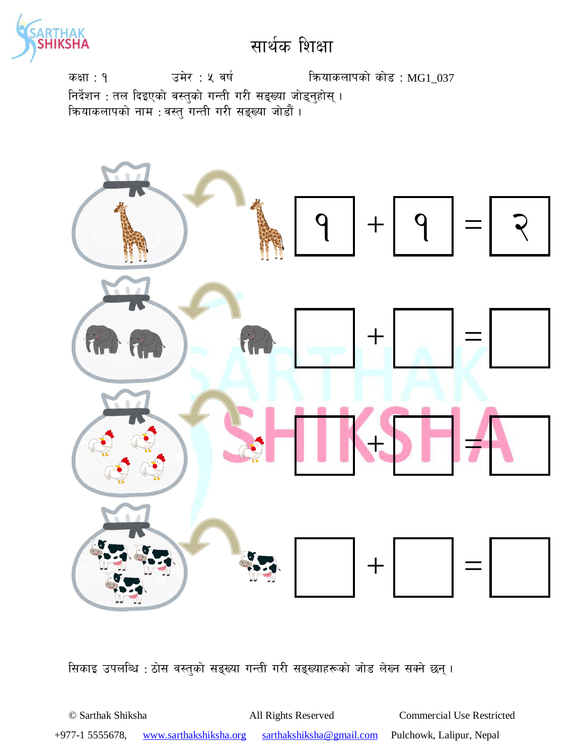# सार्थक शिक्षा

कक्षा : १ उमेर : ५ वर्ष क्रियाकलापको कोड : MG1_037

निर्देशन : तल दिइएको वस्तुको गन्ती गरी सङ्ख्या जोड्नुहोस् ।

क्रियाकलापको नाम : वस्तु गन्ती गरी सङ्ख्या जोडौं ।

१ + १ = २

☐ + ☐ = ☐

☐ + ☐ = ☐

☐ + ☐ = ☐

सिकाइ उपलब्धि : ठोस वस्तुको सङ्ख्या गन्ती गरी सङ्ख्याहरूको जोड लेख्न सक्ने छन् ।

© Sarthak Shiksha All Rights Reserved Commercial Use Restricted

+977-1 5555678, www.sarthakshiksha.org sarthakshiksha@gmail.com Pulchowk, Lalipur, Nepal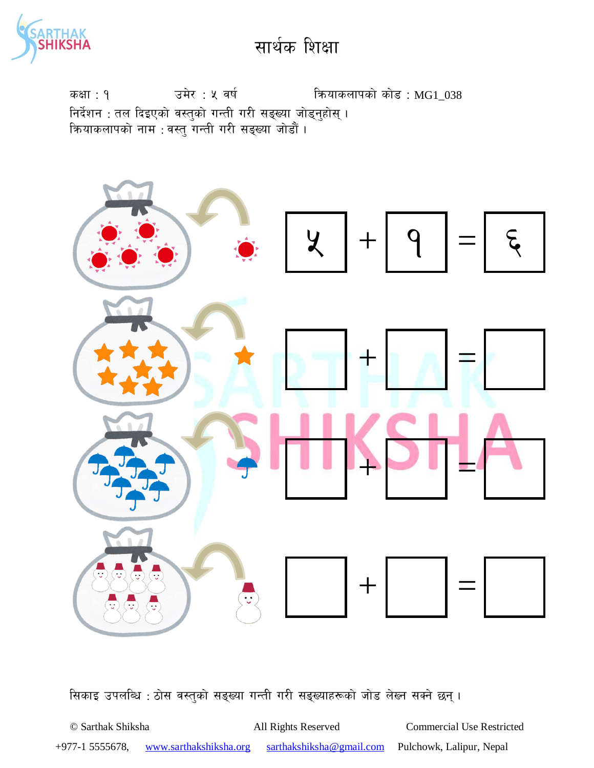# सार्थक शिक्षा

कक्षा : १ उमेर : ५ वर्ष क्रियाकलापको कोड : MG1_038

निर्देशन : तल दिइएको वस्तुको गन्ती गरी सङ्ख्या जोड्नुहोस् ।

क्रियाकलापको नाम : वस्तु गन्ती गरी सङ्ख्या जोडौं ।

५ + १ = ६

☐ + ☐ = ☐

☐ + ☐ = ☐

☐ + ☐ = ☐

सिकाइ उपलब्धि : ठोस वस्तुको सङ्ख्या गन्ती गरी सङ्ख्याहरूको जोड लेख्न सक्ने छन् ।

© Sarthak Shiksha All Rights Reserved Commercial Use Restricted

+977-1 5555678, www.sarthakshiksha.org sarthakshiksha@gmail.com Pulchowk, Lalipur, Nepal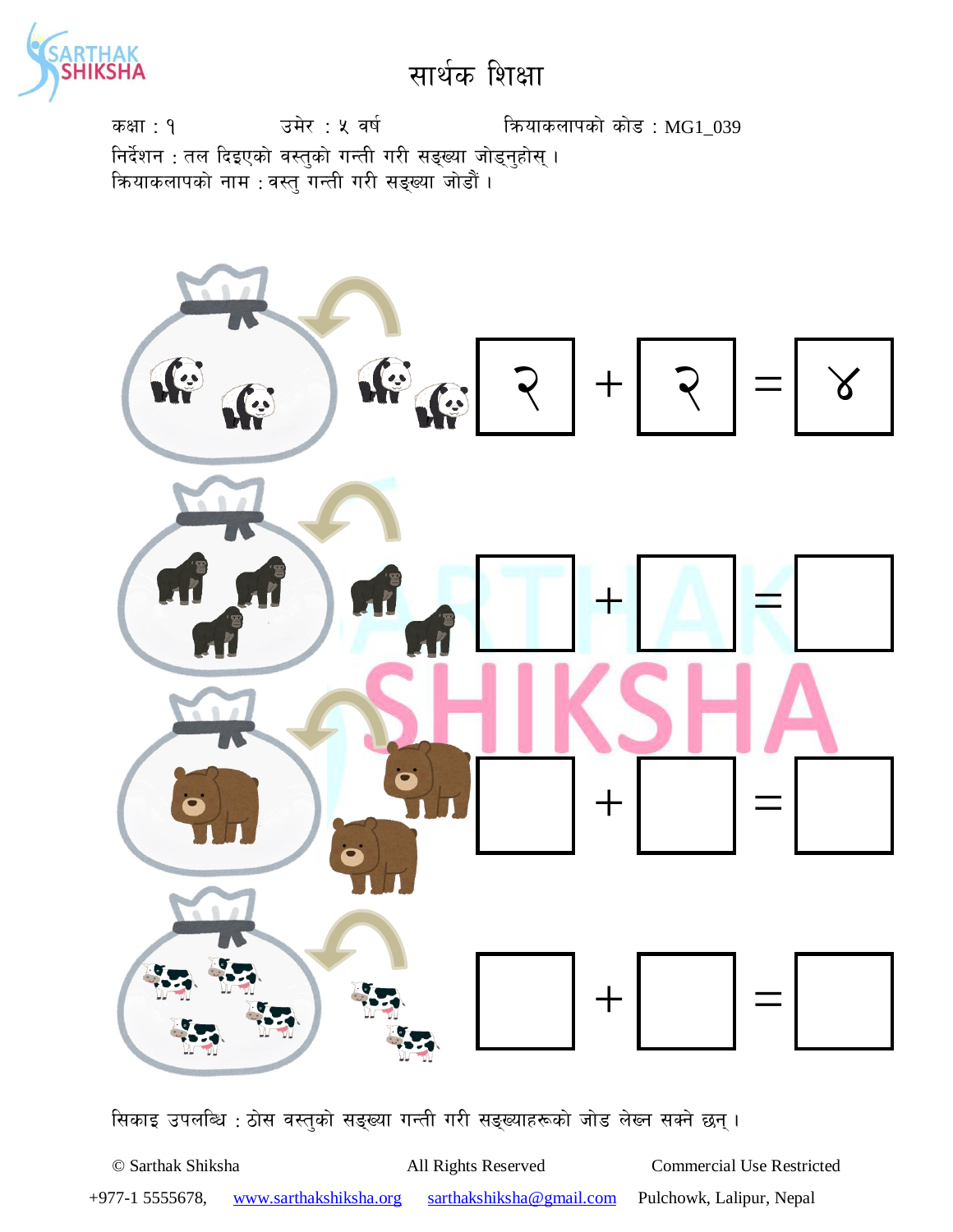# सार्थक शिक्षा

कक्षा : १ उमेर : ५ वर्ष क्रियाकलापको कोड : MG1_039

निर्देशन : तल दिइएको वस्तुको गन्ती गरी सङ्ख्या जोड्नुहोस् ।

क्रियाकलापको नाम : वस्तु गन्ती गरी सङ्ख्या जोडौं ।

२ + २ = ४

☐ + ☐ = ☐

☐ + ☐ = ☐

☐ + ☐ = ☐

सिकाइ उपलब्धि : ठोस वस्तुको सङ्ख्या गन्ती गरी सङ्ख्याहरूको जोड लेख्न सक्ने छन् ।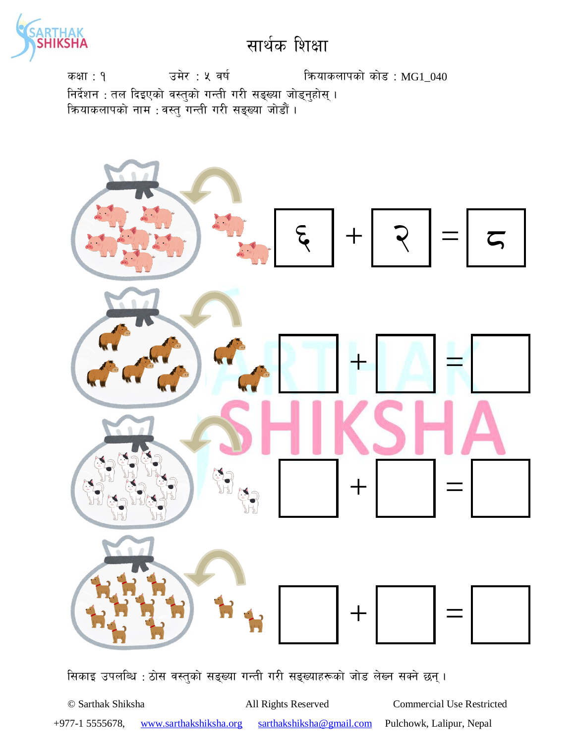# सार्थक शिक्षा

कक्षा : १ उमेर : ५ वर्ष क्रियाकलापको कोड : MG1_040

निर्देशन : तल दिइएको वस्तुको गन्ती गरी सङ्ख्या जोड्नुहोस् ।

क्रियाकलापको नाम : वस्तु गन्ती गरी सङ्ख्या जोडौं ।

६ + २ = ८

☐ + ☐ = ☐

☐ + ☐ = ☐

☐ + ☐ = ☐

सिकाइ उपलब्धि : ठोस वस्तुको सङ्ख्या गन्ती गरी सङ्ख्याहरूको जोड लेख्न सक्ने छन् ।

© Sarthak Shiksha All Rights Reserved Commercial Use Restricted

+977-1 5555678, www.sarthakshiksha.org sarthakshiksha@gmail.com Pulchowk, Lalipur, Nepal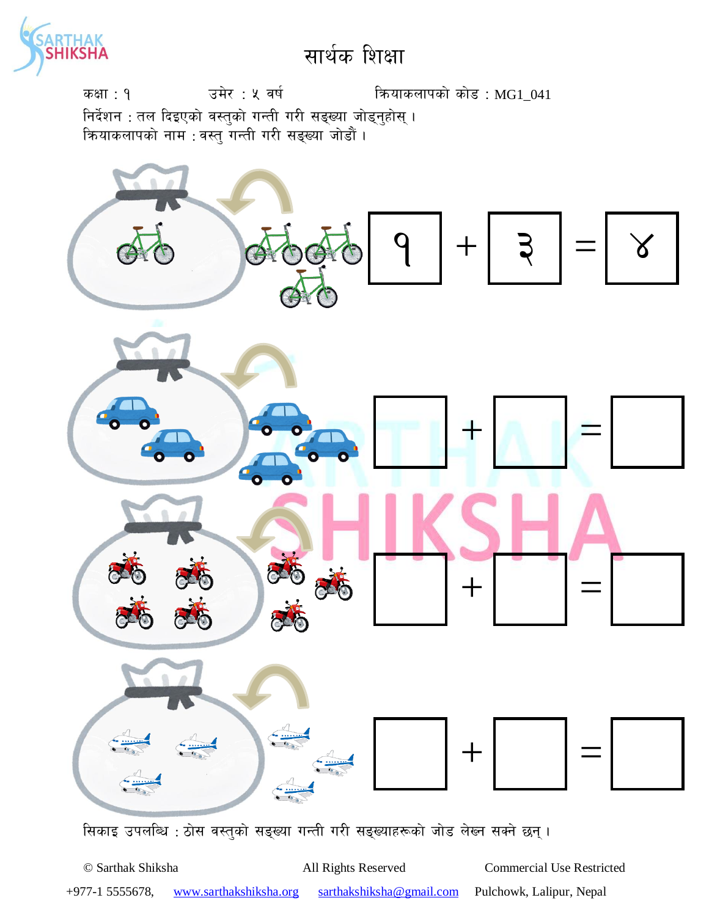# सार्थक शिक्षा

कक्षा : १ उमेर : ५ वर्ष क्रियाकलापको कोड : MG1_041

निर्देशन : तल दिइएको वस्तुको गन्ती गरी सङ्ख्या जोड्नुहोस् ।

क्रियाकलापको नाम : वस्तु गन्ती गरी सङ्ख्या जोडौं ।

| | | | | |
|---|---|---|---|---|
| १ | + | ३ | = | ४ |
| | + | | = | |
| | + | | = | |
| | + | | = | |

सिकाइ उपलब्धि : ठोस वस्तुको सङ्ख्या गन्ती गरी सङ्ख्याहरूको जोड लेख्न सक्ने छन् ।

© Sarthak Shiksha All Rights Reserved Commercial Use Restricted

+977-1 5555678, www.sarthakshiksha.org sarthakshiksha@gmail.com Pulchowk, Lalipur, Nepal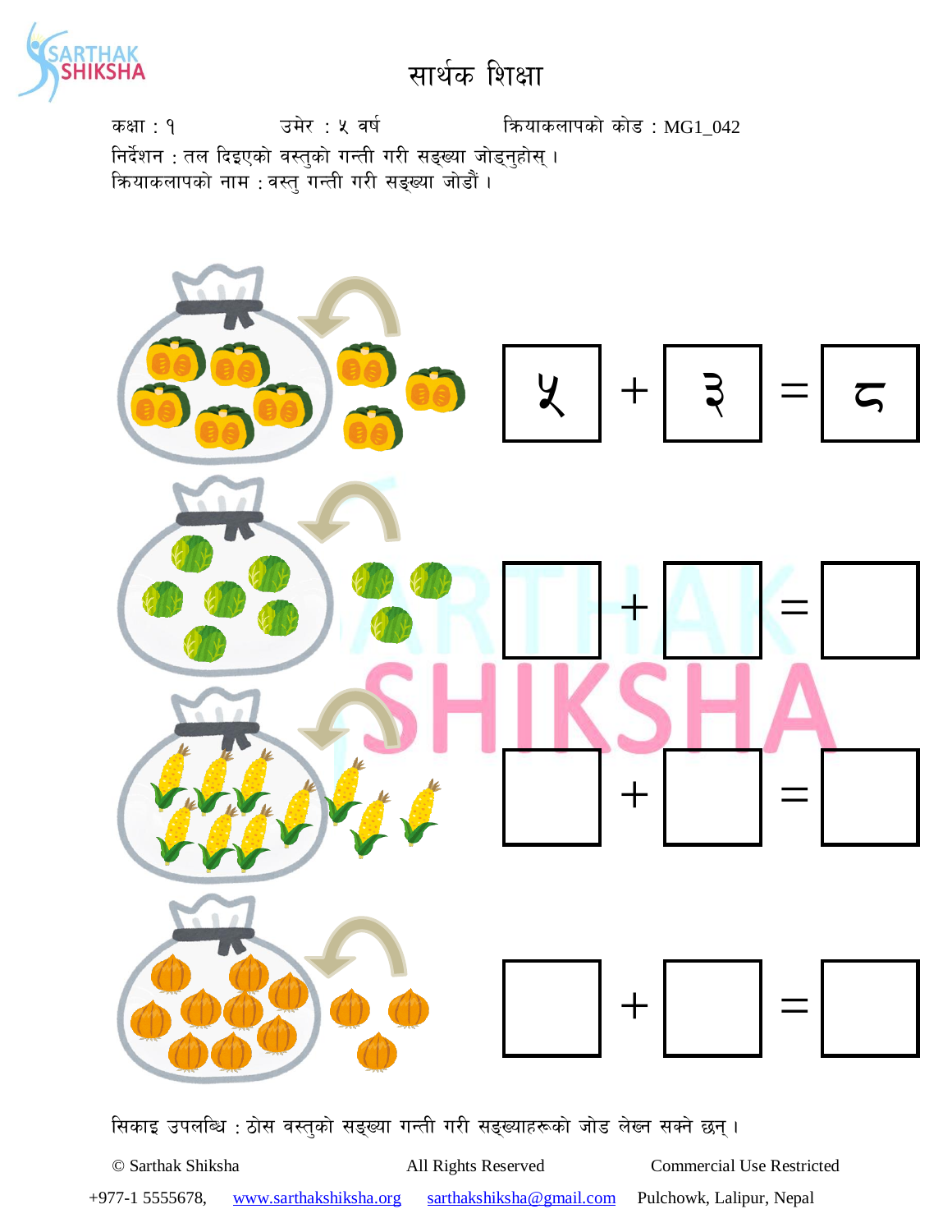# सार्थक शिक्षा

कक्षा : १ उमेर : ५ वर्ष क्रियाकलापको कोड : MG1_042

निर्देशन : तल दिइएको वस्तुको गन्ती गरी सङ्ख्या जोड्नुहोस् ।

क्रियाकलापको नाम : वस्तु गन्ती गरी सङ्ख्या जोडौं ।

५ + ३ = ८

\_\_ + \_\_ = \_\_

\_\_ + \_\_ = \_\_

\_\_ + \_\_ = \_\_

सिकाइ उपलब्धि : ठोस वस्तुको सङ्ख्या गन्ती गरी सङ्ख्याहरूको जोड लेख्न सक्ने छन् ।

© Sarthak Shiksha All Rights Reserved Commercial Use Restricted

+977-1 5555678, www.sarthakshiksha.org sarthakshiksha@gmail.com Pulchowk, Lalipur, Nepal